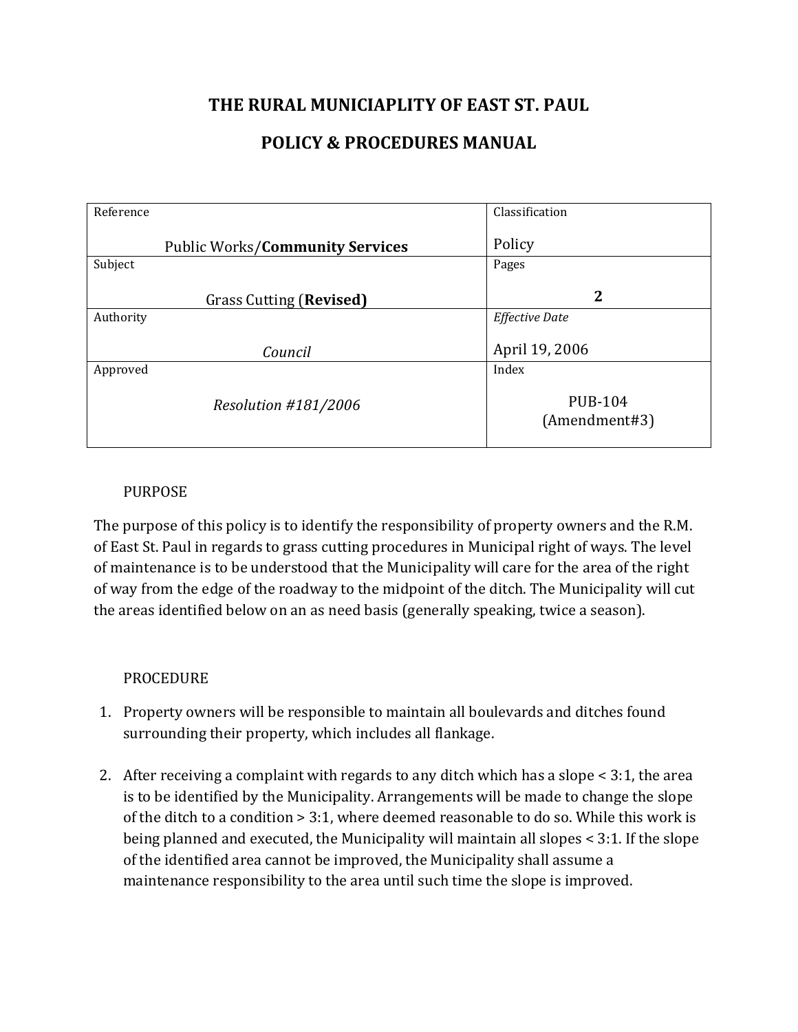# THE RURAL MUNICIAPLITY OF EAST ST. PAUL

## POLICY & PROCEDURES MANUAL

| Reference | Classification |
|---|---|
| Public Works/**Community Services** | Policy |
| Subject | Pages |
| Grass Cutting (**Revised)** | **2** |
| Authority | *Effective Date* |
| *Council* | April 19, 2006 |
| Approved | Index |
| *Resolution #181/2006* | PUB-104 (Amendment#3) |

PURPOSE

The purpose of this policy is to identify the responsibility of property owners and the R.M. of East St. Paul in regards to grass cutting procedures in Municipal right of ways. The level of maintenance is to be understood that the Municipality will care for the area of the right of way from the edge of the roadway to the midpoint of the ditch. The Municipality will cut the areas identified below on an as need basis (generally speaking, twice a season).

PROCEDURE

1. Property owners will be responsible to maintain all boulevards and ditches found surrounding their property, which includes all flankage.

2. After receiving a complaint with regards to any ditch which has a slope < 3:1, the area is to be identified by the Municipality. Arrangements will be made to change the slope of the ditch to a condition > 3:1, where deemed reasonable to do so. While this work is being planned and executed, the Municipality will maintain all slopes < 3:1. If the slope of the identified area cannot be improved, the Municipality shall assume a maintenance responsibility to the area until such time the slope is improved.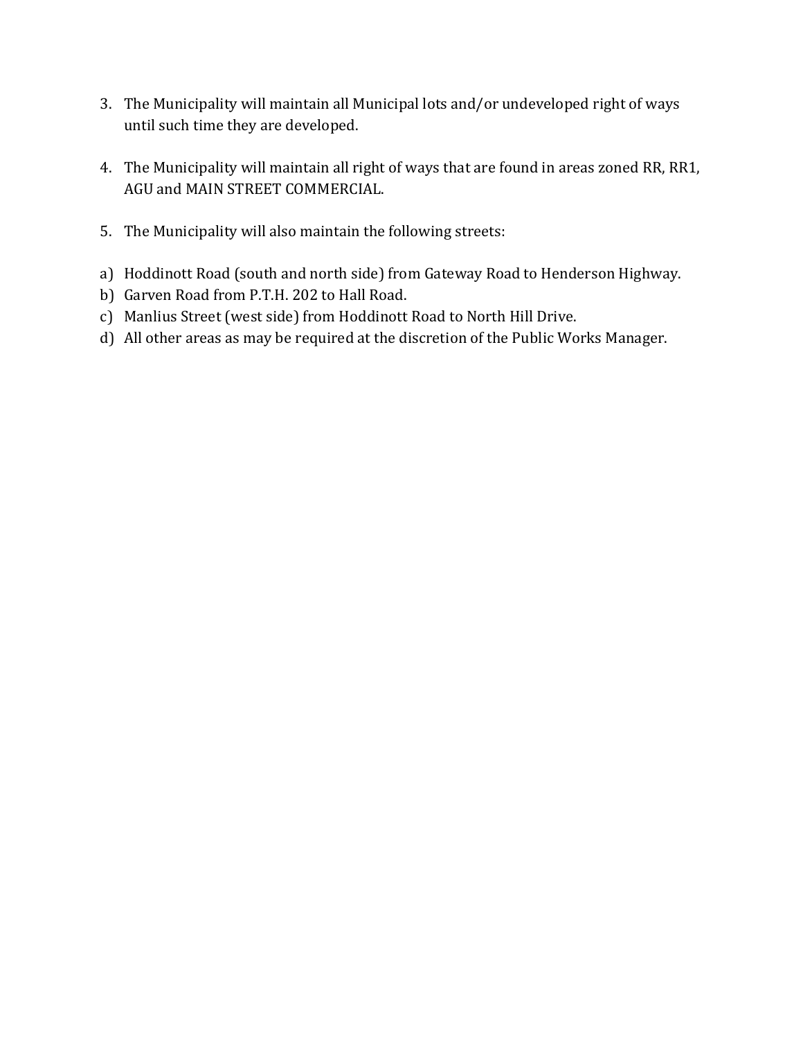3. The Municipality will maintain all Municipal lots and/or undeveloped right of ways until such time they are developed.

4. The Municipality will maintain all right of ways that are found in areas zoned RR, RR1, AGU and MAIN STREET COMMERCIAL.

5. The Municipality will also maintain the following streets:

a) Hoddinott Road (south and north side) from Gateway Road to Henderson Highway.
b) Garven Road from P.T.H. 202 to Hall Road.
c) Manlius Street (west side) from Hoddinott Road to North Hill Drive.
d) All other areas as may be required at the discretion of the Public Works Manager.